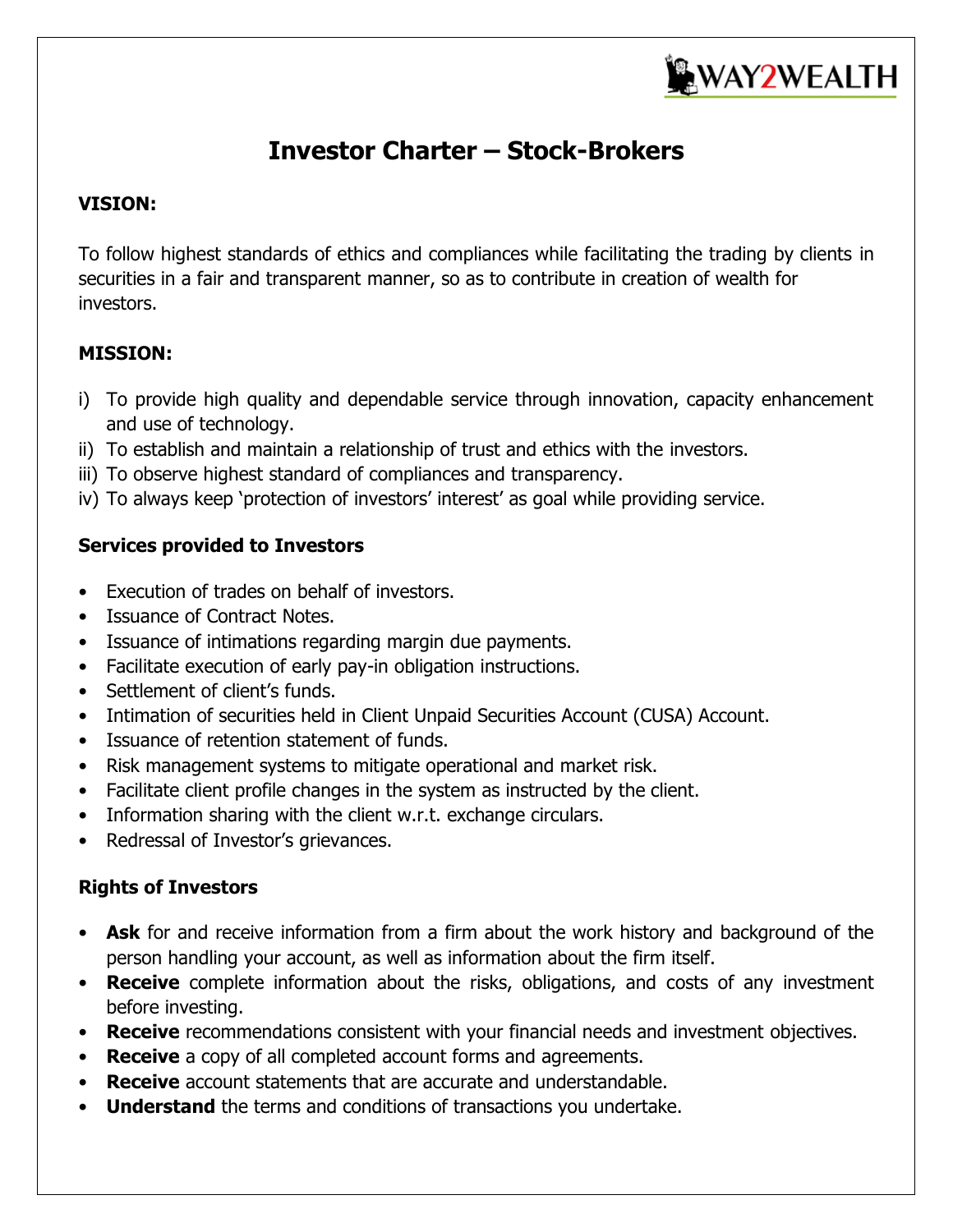# Investor Charter – Stock-Brokers

**VISION:**

To follow highest standards of ethics and compliances while facilitating the trading by clients in securities in a fair and transparent manner, so as to contribute in creation of wealth for investors.

**MISSION:**

i) To provide high quality and dependable service through innovation, capacity enhancement and use of technology.
ii) To establish and maintain a relationship of trust and ethics with the investors.
iii) To observe highest standard of compliances and transparency.
iv) To always keep 'protection of investors' interest' as goal while providing service.

**Services provided to Investors**

- Execution of trades on behalf of investors.
- Issuance of Contract Notes.
- Issuance of intimations regarding margin due payments.
- Facilitate execution of early pay-in obligation instructions.
- Settlement of client's funds.
- Intimation of securities held in Client Unpaid Securities Account (CUSA) Account.
- Issuance of retention statement of funds.
- Risk management systems to mitigate operational and market risk.
- Facilitate client profile changes in the system as instructed by the client.
- Information sharing with the client w.r.t. exchange circulars.
- Redressal of Investor's grievances.

**Rights of Investors**

- **Ask** for and receive information from a firm about the work history and background of the person handling your account, as well as information about the firm itself.
- **Receive** complete information about the risks, obligations, and costs of any investment before investing.
- **Receive** recommendations consistent with your financial needs and investment objectives.
- **Receive** a copy of all completed account forms and agreements.
- **Receive** account statements that are accurate and understandable.
- **Understand** the terms and conditions of transactions you undertake.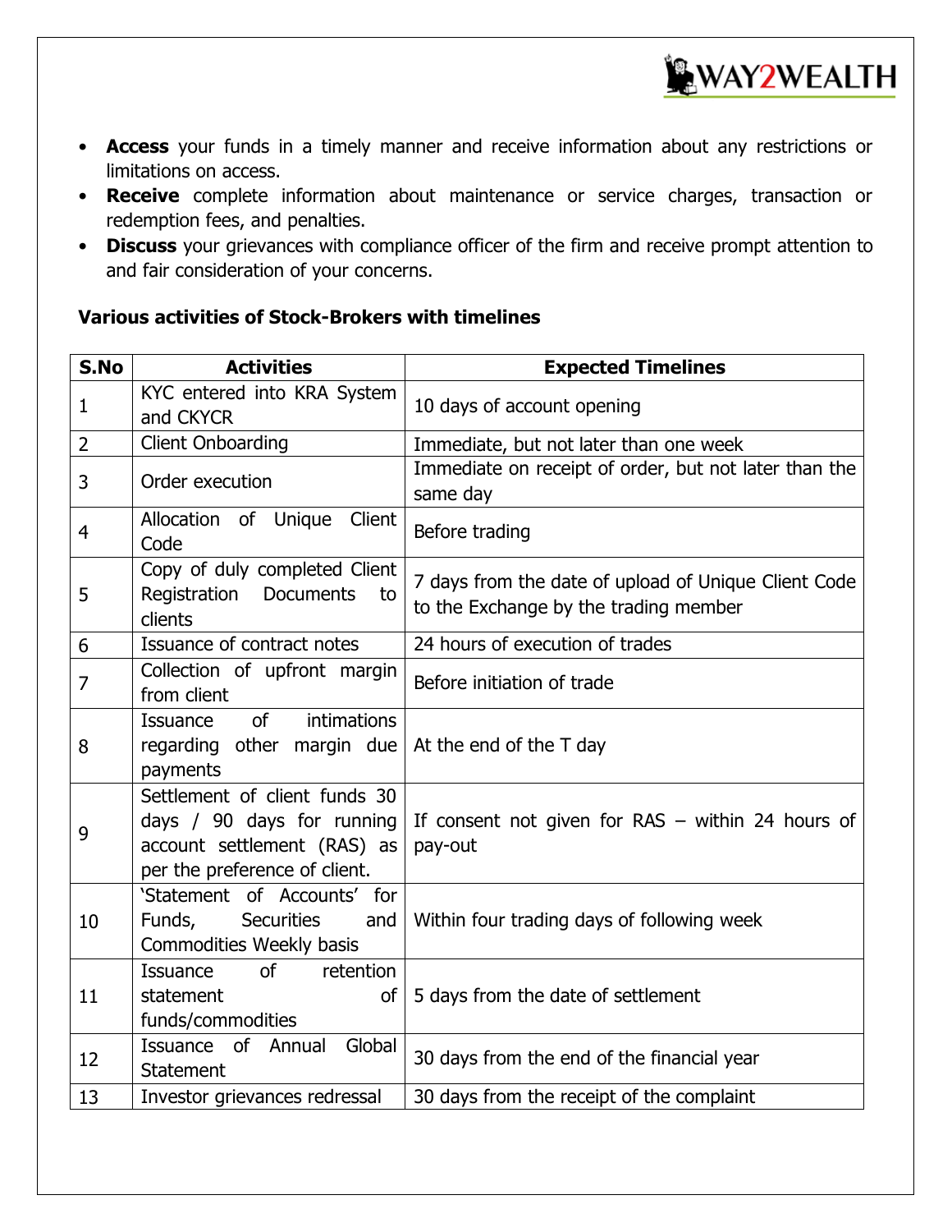- **Access** your funds in a timely manner and receive information about any restrictions or limitations on access.
- **Receive** complete information about maintenance or service charges, transaction or redemption fees, and penalties.
- **Discuss** your grievances with compliance officer of the firm and receive prompt attention to and fair consideration of your concerns.

**Various activities of Stock-Brokers with timelines**

| S.No | Activities | Expected Timelines |
|---|---|---|
| 1 | KYC entered into KRA System and CKYCR | 10 days of account opening |
| 2 | Client Onboarding | Immediate, but not later than one week |
| 3 | Order execution | Immediate on receipt of order, but not later than the same day |
| 4 | Allocation of Unique Client Code | Before trading |
| 5 | Copy of duly completed Client Registration Documents to clients | 7 days from the date of upload of Unique Client Code to the Exchange by the trading member |
| 6 | Issuance of contract notes | 24 hours of execution of trades |
| 7 | Collection of upfront margin from client | Before initiation of trade |
| 8 | Issuance of intimations regarding other margin due payments | At the end of the T day |
| 9 | Settlement of client funds 30 days / 90 days for running account settlement (RAS) as per the preference of client. | If consent not given for RAS – within 24 hours of pay-out |
| 10 | 'Statement of Accounts' for Funds, Securities and Commodities Weekly basis | Within four trading days of following week |
| 11 | Issuance of retention statement of funds/commodities | 5 days from the date of settlement |
| 12 | Issuance of Annual Global Statement | 30 days from the end of the financial year |
| 13 | Investor grievances redressal | 30 days from the receipt of the complaint |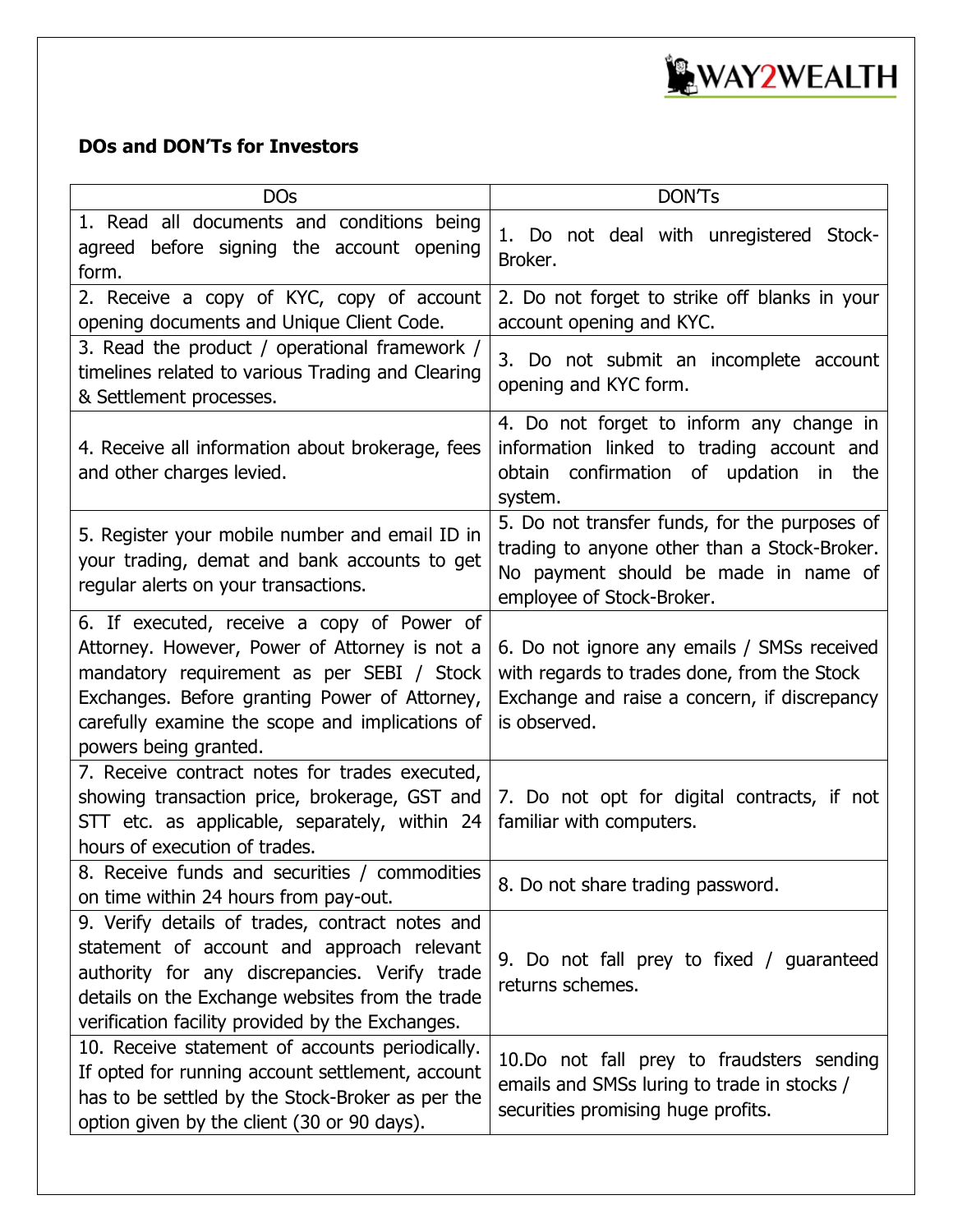**DOs and DON'Ts for Investors**

| DOs | DON'Ts |
|---|---|
| 1. Read all documents and conditions being agreed before signing the account opening form. | 1. Do not deal with unregistered Stock-Broker. |
| 2. Receive a copy of KYC, copy of account opening documents and Unique Client Code. | 2. Do not forget to strike off blanks in your account opening and KYC. |
| 3. Read the product / operational framework / timelines related to various Trading and Clearing & Settlement processes. | 3. Do not submit an incomplete account opening and KYC form. |
| 4. Receive all information about brokerage, fees and other charges levied. | 4. Do not forget to inform any change in information linked to trading account and obtain confirmation of updation in the system. |
| 5. Register your mobile number and email ID in your trading, demat and bank accounts to get regular alerts on your transactions. | 5. Do not transfer funds, for the purposes of trading to anyone other than a Stock-Broker. No payment should be made in name of employee of Stock-Broker. |
| 6. If executed, receive a copy of Power of Attorney. However, Power of Attorney is not a mandatory requirement as per SEBI / Stock Exchanges. Before granting Power of Attorney, carefully examine the scope and implications of powers being granted. | 6. Do not ignore any emails / SMSs received with regards to trades done, from the Stock Exchange and raise a concern, if discrepancy is observed. |
| 7. Receive contract notes for trades executed, showing transaction price, brokerage, GST and STT etc. as applicable, separately, within 24 hours of execution of trades. | 7. Do not opt for digital contracts, if not familiar with computers. |
| 8. Receive funds and securities / commodities on time within 24 hours from pay-out. | 8. Do not share trading password. |
| 9. Verify details of trades, contract notes and statement of account and approach relevant authority for any discrepancies. Verify trade details on the Exchange websites from the trade verification facility provided by the Exchanges. | 9. Do not fall prey to fixed / guaranteed returns schemes. |
| 10. Receive statement of accounts periodically. If opted for running account settlement, account has to be settled by the Stock-Broker as per the option given by the client (30 or 90 days). | 10. Do not fall prey to fraudsters sending emails and SMSs luring to trade in stocks / securities promising huge profits. |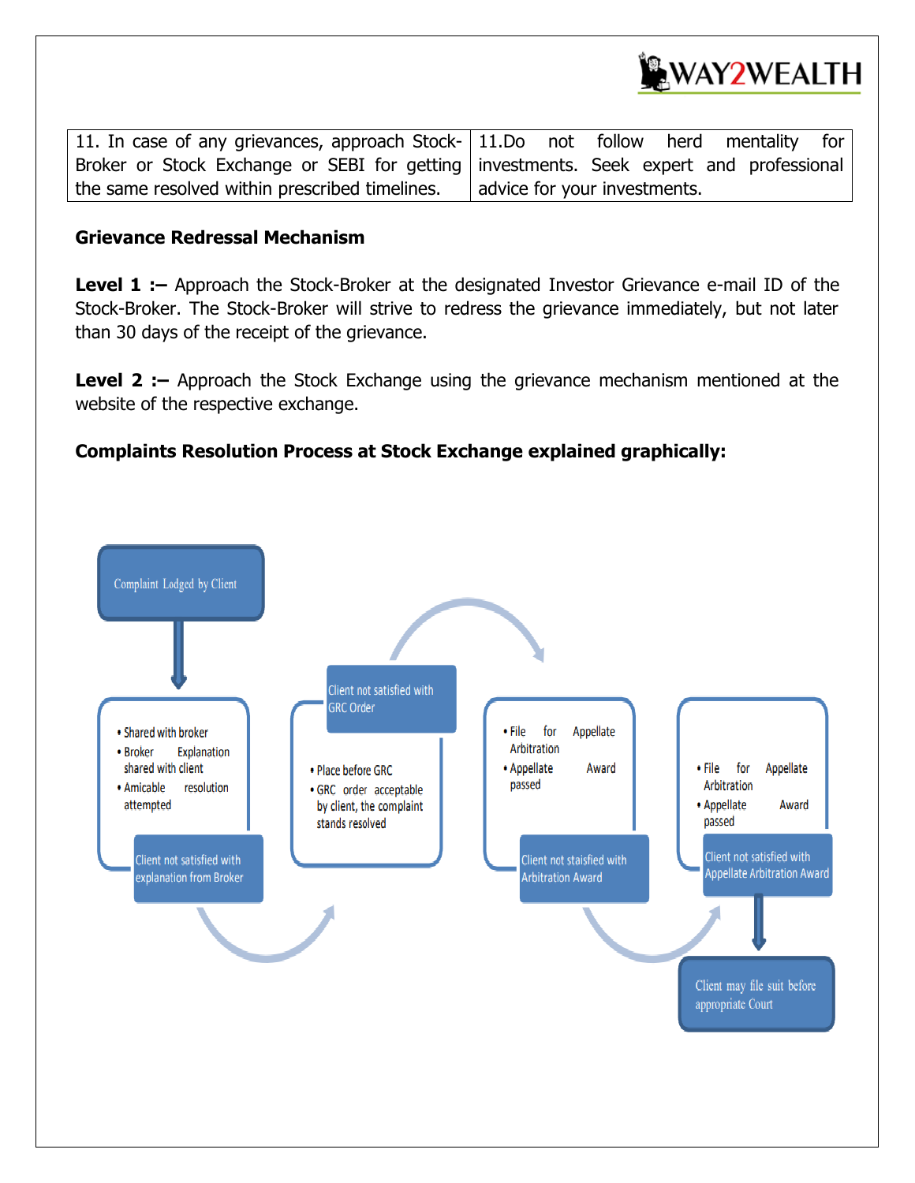| 11. In case of any grievances, approach Stock-Broker or Stock Exchange or SEBI for getting the same resolved within prescribed timelines. | 11.Do not follow herd mentality for investments. Seek expert and professional advice for your investments. |
|---|---|

**Grievance Redressal Mechanism**

**Level 1 :–** Approach the Stock-Broker at the designated Investor Grievance e-mail ID of the Stock-Broker. The Stock-Broker will strive to redress the grievance immediately, but not later than 30 days of the receipt of the grievance.

**Level 2 :–** Approach the Stock Exchange using the grievance mechanism mentioned at the website of the respective exchange.

**Complaints Resolution Process at Stock Exchange explained graphically:**

Complaint Lodged by Client

- Shared with broker
- Broker Explanation shared with client
- Amicable resolution attempted

Client not satisfied with explanation from Broker

- Place before GRC
- GRC order acceptable by client, the complaint stands resolved

Client not satisfied with GRC Order

- File for Appellate Arbitration
- Appellate Award passed

Client not staisfied with Arbitration Award

- File for Appellate Arbitration
- Appellate Award passed

Client not satisfied with Appellate Arbitration Award

Client may file suit before appropriate Court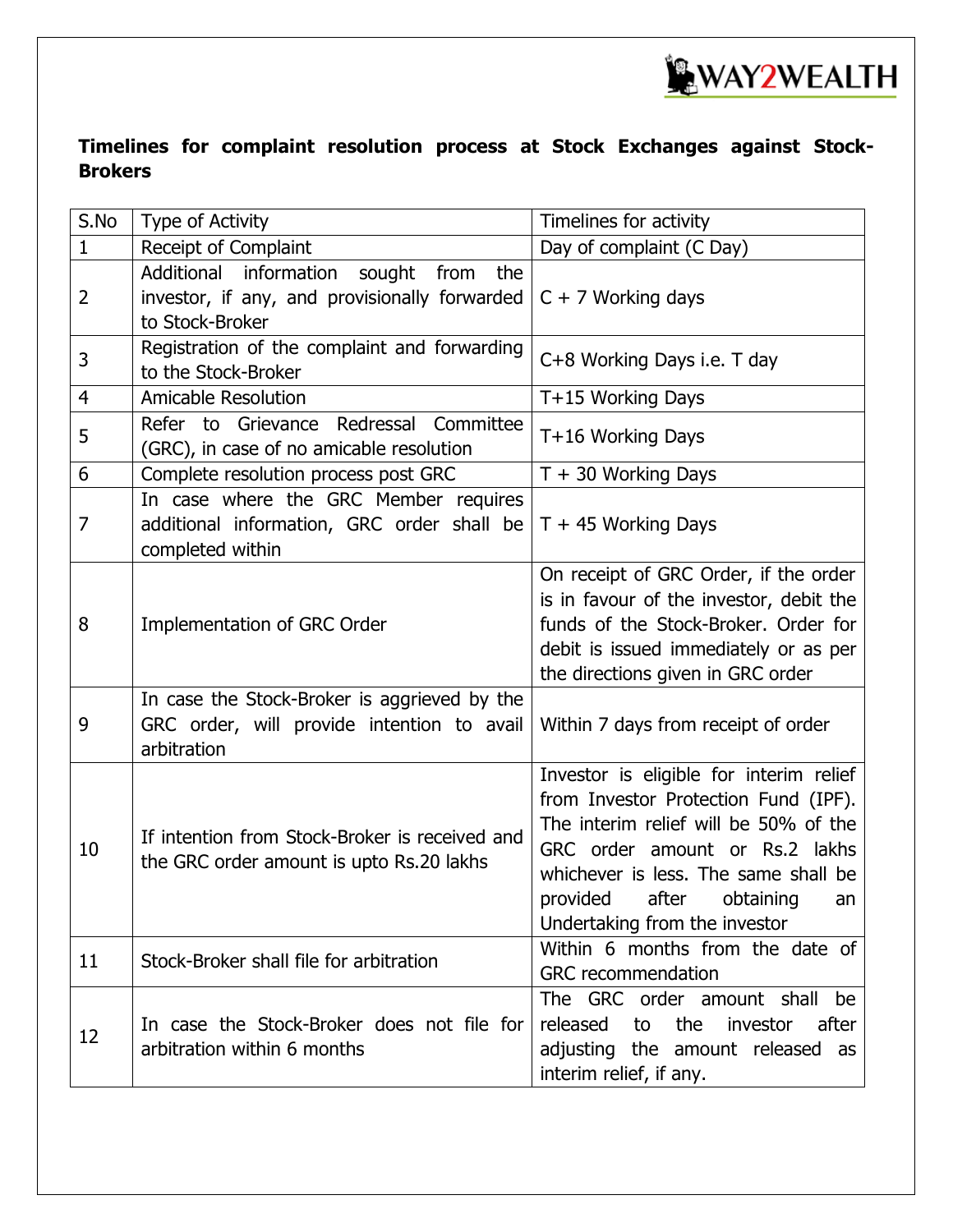## Timelines for complaint resolution process at Stock Exchanges against Stock-Brokers

| S.No | Type of Activity | Timelines for activity |
|---|---|---|
| 1 | Receipt of Complaint | Day of complaint (C Day) |
| 2 | Additional information sought from the investor, if any, and provisionally forwarded to Stock-Broker | C + 7 Working days |
| 3 | Registration of the complaint and forwarding to the Stock-Broker | C+8 Working Days i.e. T day |
| 4 | Amicable Resolution | T+15 Working Days |
| 5 | Refer to Grievance Redressal Committee (GRC), in case of no amicable resolution | T+16 Working Days |
| 6 | Complete resolution process post GRC | T + 30 Working Days |
| 7 | In case where the GRC Member requires additional information, GRC order shall be completed within | T + 45 Working Days |
| 8 | Implementation of GRC Order | On receipt of GRC Order, if the order is in favour of the investor, debit the funds of the Stock-Broker. Order for debit is issued immediately or as per the directions given in GRC order |
| 9 | In case the Stock-Broker is aggrieved by the GRC order, will provide intention to avail arbitration | Within 7 days from receipt of order |
| 10 | If intention from Stock-Broker is received and the GRC order amount is upto Rs.20 lakhs | Investor is eligible for interim relief from Investor Protection Fund (IPF). The interim relief will be 50% of the GRC order amount or Rs.2 lakhs whichever is less. The same shall be provided after obtaining an Undertaking from the investor |
| 11 | Stock-Broker shall file for arbitration | Within 6 months from the date of GRC recommendation |
| 12 | In case the Stock-Broker does not file for arbitration within 6 months | The GRC order amount shall be released to the investor after adjusting the amount released as interim relief, if any. |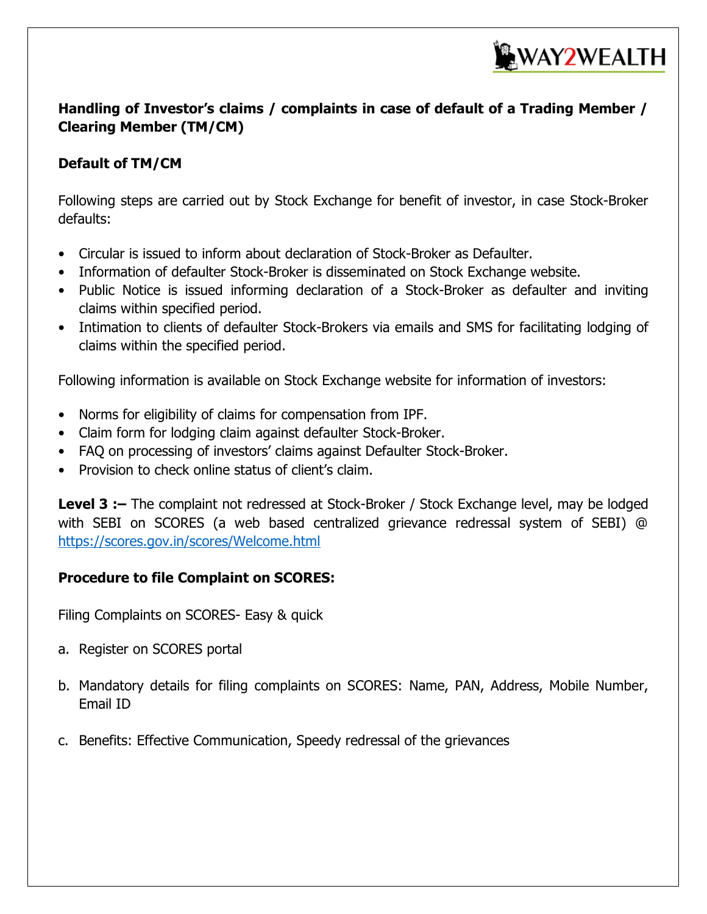**Handling of Investor's claims / complaints in case of default of a Trading Member / Clearing Member (TM/CM)**

**Default of TM/CM**

Following steps are carried out by Stock Exchange for benefit of investor, in case Stock-Broker defaults:

- Circular is issued to inform about declaration of Stock-Broker as Defaulter.
- Information of defaulter Stock-Broker is disseminated on Stock Exchange website.
- Public Notice is issued informing declaration of a Stock-Broker as defaulter and inviting claims within specified period.
- Intimation to clients of defaulter Stock-Brokers via emails and SMS for facilitating lodging of claims within the specified period.

Following information is available on Stock Exchange website for information of investors:

- Norms for eligibility of claims for compensation from IPF.
- Claim form for lodging claim against defaulter Stock-Broker.
- FAQ on processing of investors' claims against Defaulter Stock-Broker.
- Provision to check online status of client's claim.

**Level 3 :–** The complaint not redressed at Stock-Broker / Stock Exchange level, may be lodged with SEBI on SCORES (a web based centralized grievance redressal system of SEBI) @ https://scores.gov.in/scores/Welcome.html

**Procedure to file Complaint on SCORES:**

Filing Complaints on SCORES- Easy & quick

a. Register on SCORES portal

b. Mandatory details for filing complaints on SCORES: Name, PAN, Address, Mobile Number, Email ID

c. Benefits: Effective Communication, Speedy redressal of the grievances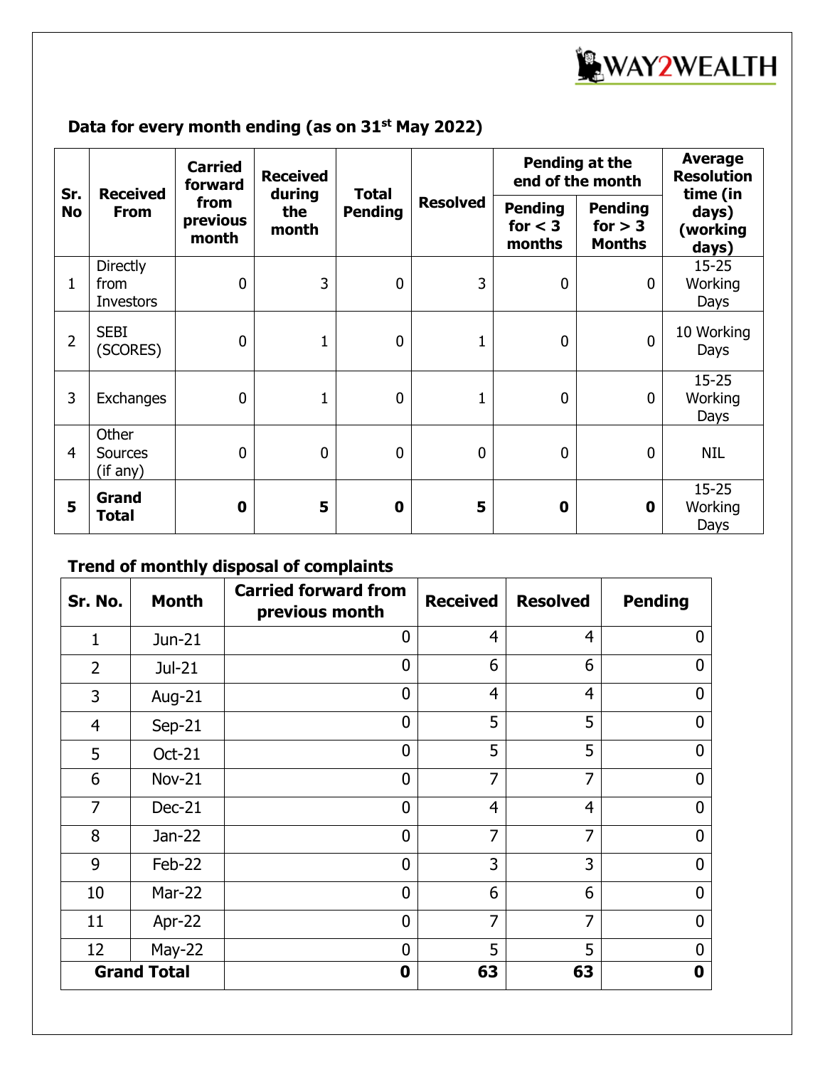## Data for every month ending (as on 31st May 2022)

| Sr. No | Received From | Carried forward from previous month | Received during the month | Total Pending | Resolved | Pending at the end of the month | | Average Resolution time (in days) (working days) |
|---|---|---|---|---|---|---|---|---|
| | | | | | | Pending for < 3 months | Pending for > 3 Months | |
| 1 | Directly from Investors | 0 | 3 | 0 | 3 | 0 | 0 | 15-25 Working Days |
| 2 | SEBI (SCORES) | 0 | 1 | 0 | 1 | 0 | 0 | 10 Working Days |
| 3 | Exchanges | 0 | 1 | 0 | 1 | 0 | 0 | 15-25 Working Days |
| 4 | Other Sources (if any) | 0 | 0 | 0 | 0 | 0 | 0 | NIL |
| **5** | **Grand Total** | **0** | **5** | **0** | **5** | **0** | **0** | 15-25 Working Days |

## Trend of monthly disposal of complaints

| Sr. No. | Month | Carried forward from previous month | Received | Resolved | Pending |
|---|---|---|---|---|---|
| 1 | Jun-21 | 0 | 4 | 4 | 0 |
| 2 | Jul-21 | 0 | 6 | 6 | 0 |
| 3 | Aug-21 | 0 | 4 | 4 | 0 |
| 4 | Sep-21 | 0 | 5 | 5 | 0 |
| 5 | Oct-21 | 0 | 5 | 5 | 0 |
| 6 | Nov-21 | 0 | 7 | 7 | 0 |
| 7 | Dec-21 | 0 | 4 | 4 | 0 |
| 8 | Jan-22 | 0 | 7 | 7 | 0 |
| 9 | Feb-22 | 0 | 3 | 3 | 0 |
| 10 | Mar-22 | 0 | 6 | 6 | 0 |
| 11 | Apr-22 | 0 | 7 | 7 | 0 |
| 12 | May-22 | 0 | 5 | 5 | 0 |
| **Grand Total** | | **0** | **63** | **63** | **0** |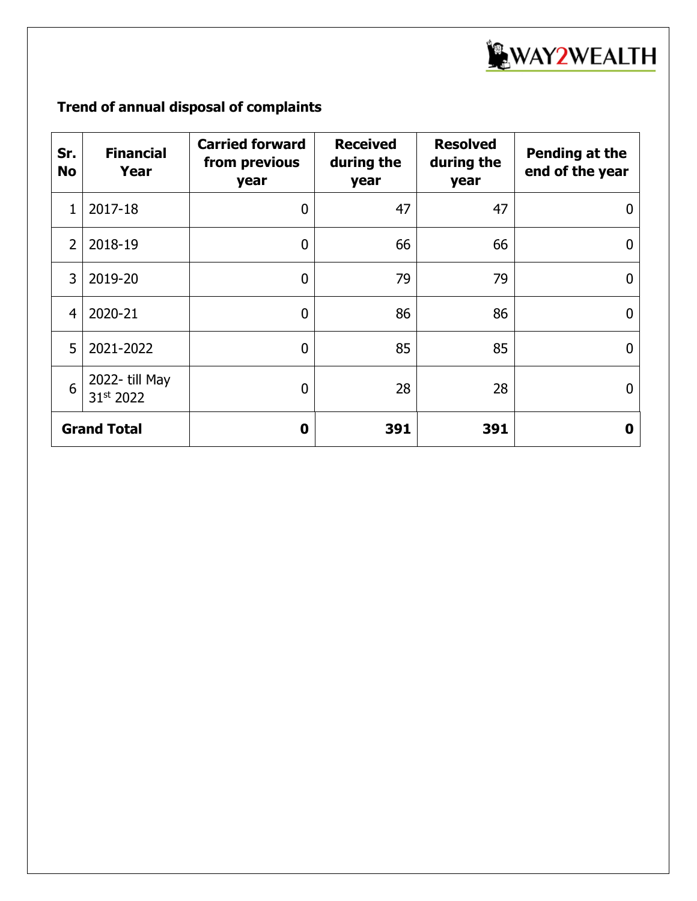## Trend of annual disposal of complaints

| Sr. No | Financial Year | Carried forward from previous year | Received during the year | Resolved during the year | Pending at the end of the year |
|---|---|---|---|---|---|
| 1 | 2017-18 | 0 | 47 | 47 | 0 |
| 2 | 2018-19 | 0 | 66 | 66 | 0 |
| 3 | 2019-20 | 0 | 79 | 79 | 0 |
| 4 | 2020-21 | 0 | 86 | 86 | 0 |
| 5 | 2021-2022 | 0 | 85 | 85 | 0 |
| 6 | 2022- till May 31st 2022 | 0 | 28 | 28 | 0 |
| **Grand Total** | | **0** | **391** | **391** | **0** |